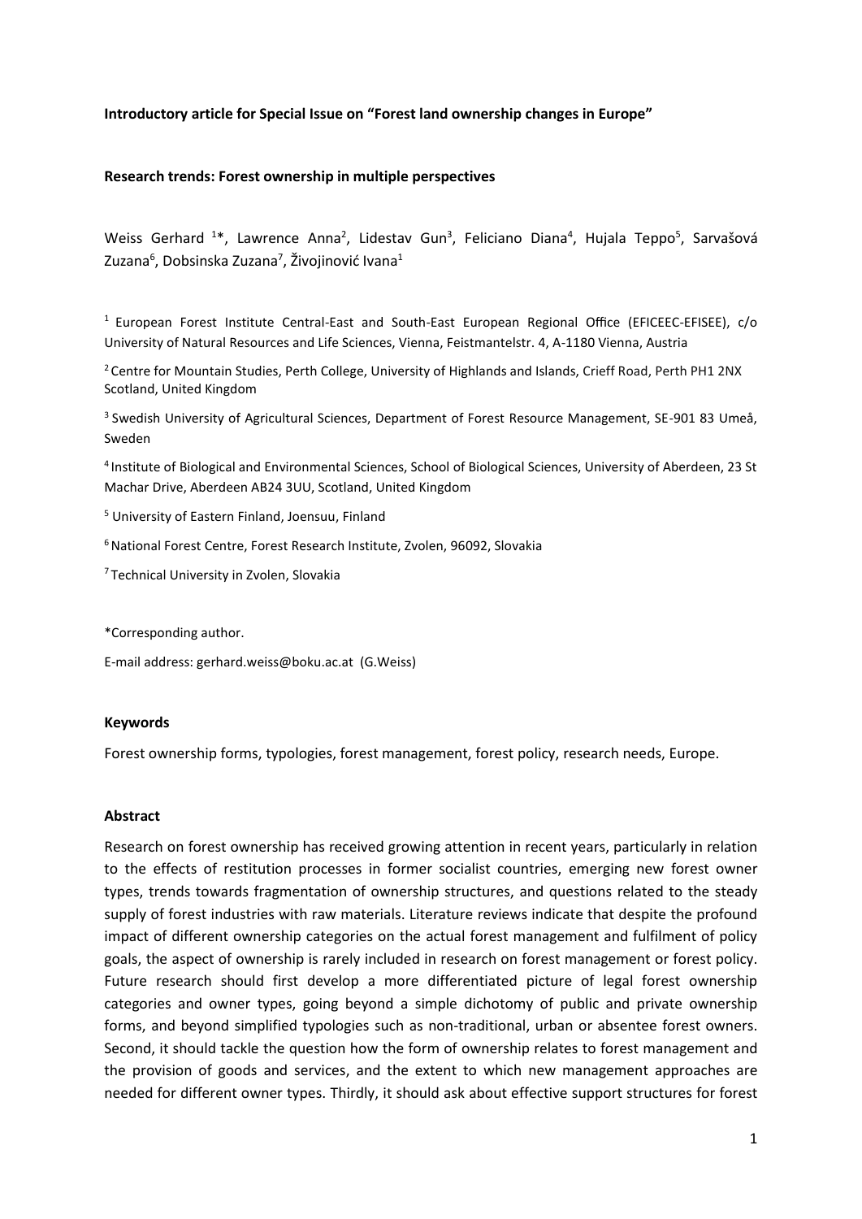**Introductory article for Special Issue on "Forest land ownership changes in Europe"**

**Research trends: Forest ownership in multiple perspectives**

Weiss Gerhard [1]*, Lawrence Anna[2], Lidestav Gun[3], Feliciano Diana[4], Hujala Teppo[5], Sarvašová Zuzana[6], Dobsinska Zuzana[7], Živojinović Ivana[1]

[1] European Forest Institute Central-East and South-East European Regional Office (EFICEEC-EFISEE), c/o University of Natural Resources and Life Sciences, Vienna, Feistmantelstr. 4, A-1180 Vienna, Austria

[2] Centre for Mountain Studies, Perth College, University of Highlands and Islands, Crieff Road, Perth PH1 2NX Scotland, United Kingdom

[3] Swedish University of Agricultural Sciences, Department of Forest Resource Management, SE-901 83 Umeå, Sweden

[4] Institute of Biological and Environmental Sciences, School of Biological Sciences, University of Aberdeen, 23 St Machar Drive, Aberdeen AB24 3UU, Scotland, United Kingdom

[5] University of Eastern Finland, Joensuu, Finland

[6] National Forest Centre, Forest Research Institute, Zvolen, 96092, Slovakia

[7] Technical University in Zvolen, Slovakia

*Corresponding author.

E-mail address: gerhard.weiss@boku.ac.at (G.Weiss)

**Keywords**

Forest ownership forms, typologies, forest management, forest policy, research needs, Europe.

**Abstract**

Research on forest ownership has received growing attention in recent years, particularly in relation to the effects of restitution processes in former socialist countries, emerging new forest owner types, trends towards fragmentation of ownership structures, and questions related to the steady supply of forest industries with raw materials. Literature reviews indicate that despite the profound impact of different ownership categories on the actual forest management and fulfilment of policy goals, the aspect of ownership is rarely included in research on forest management or forest policy. Future research should first develop a more differentiated picture of legal forest ownership categories and owner types, going beyond a simple dichotomy of public and private ownership forms, and beyond simplified typologies such as non-traditional, urban or absentee forest owners. Second, it should tackle the question how the form of ownership relates to forest management and the provision of goods and services, and the extent to which new management approaches are needed for different owner types. Thirdly, it should ask about effective support structures for forest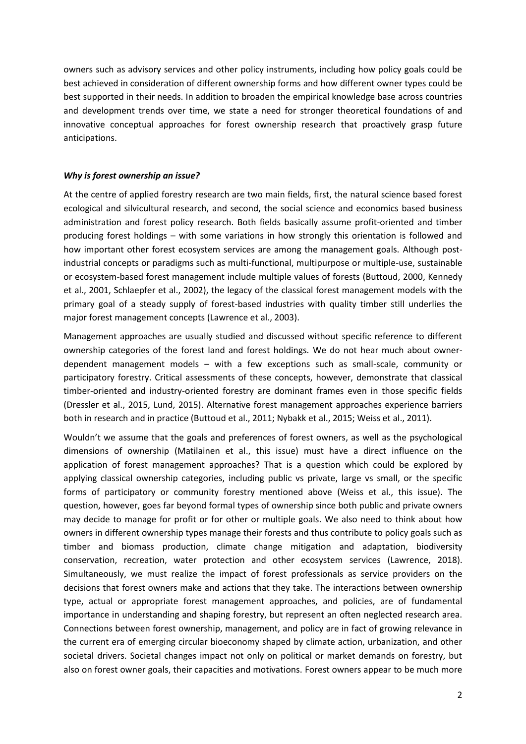owners such as advisory services and other policy instruments, including how policy goals could be best achieved in consideration of different ownership forms and how different owner types could be best supported in their needs. In addition to broaden the empirical knowledge base across countries and development trends over time, we state a need for stronger theoretical foundations of and innovative conceptual approaches for forest ownership research that proactively grasp future anticipations.

### *Why is forest ownership an issue?*

At the centre of applied forestry research are two main fields, first, the natural science based forest ecological and silvicultural research, and second, the social science and economics based business administration and forest policy research. Both fields basically assume profit-oriented and timber producing forest holdings – with some variations in how strongly this orientation is followed and how important other forest ecosystem services are among the management goals. Although post-industrial concepts or paradigms such as multi-functional, multipurpose or multiple-use, sustainable or ecosystem-based forest management include multiple values of forests (Buttoud, 2000, Kennedy et al., 2001, Schlaepfer et al., 2002), the legacy of the classical forest management models with the primary goal of a steady supply of forest-based industries with quality timber still underlies the major forest management concepts (Lawrence et al., 2003).

Management approaches are usually studied and discussed without specific reference to different ownership categories of the forest land and forest holdings. We do not hear much about owner-dependent management models – with a few exceptions such as small-scale, community or participatory forestry. Critical assessments of these concepts, however, demonstrate that classical timber-oriented and industry-oriented forestry are dominant frames even in those specific fields (Dressler et al., 2015, Lund, 2015). Alternative forest management approaches experience barriers both in research and in practice (Buttoud et al., 2011; Nybakk et al., 2015; Weiss et al., 2011).

Wouldn't we assume that the goals and preferences of forest owners, as well as the psychological dimensions of ownership (Matilainen et al., this issue) must have a direct influence on the application of forest management approaches? That is a question which could be explored by applying classical ownership categories, including public vs private, large vs small, or the specific forms of participatory or community forestry mentioned above (Weiss et al., this issue). The question, however, goes far beyond formal types of ownership since both public and private owners may decide to manage for profit or for other or multiple goals. We also need to think about how owners in different ownership types manage their forests and thus contribute to policy goals such as timber and biomass production, climate change mitigation and adaptation, biodiversity conservation, recreation, water protection and other ecosystem services (Lawrence, 2018). Simultaneously, we must realize the impact of forest professionals as service providers on the decisions that forest owners make and actions that they take. The interactions between ownership type, actual or appropriate forest management approaches, and policies, are of fundamental importance in understanding and shaping forestry, but represent an often neglected research area. Connections between forest ownership, management, and policy are in fact of growing relevance in the current era of emerging circular bioeconomy shaped by climate action, urbanization, and other societal drivers. Societal changes impact not only on political or market demands on forestry, but also on forest owner goals, their capacities and motivations. Forest owners appear to be much more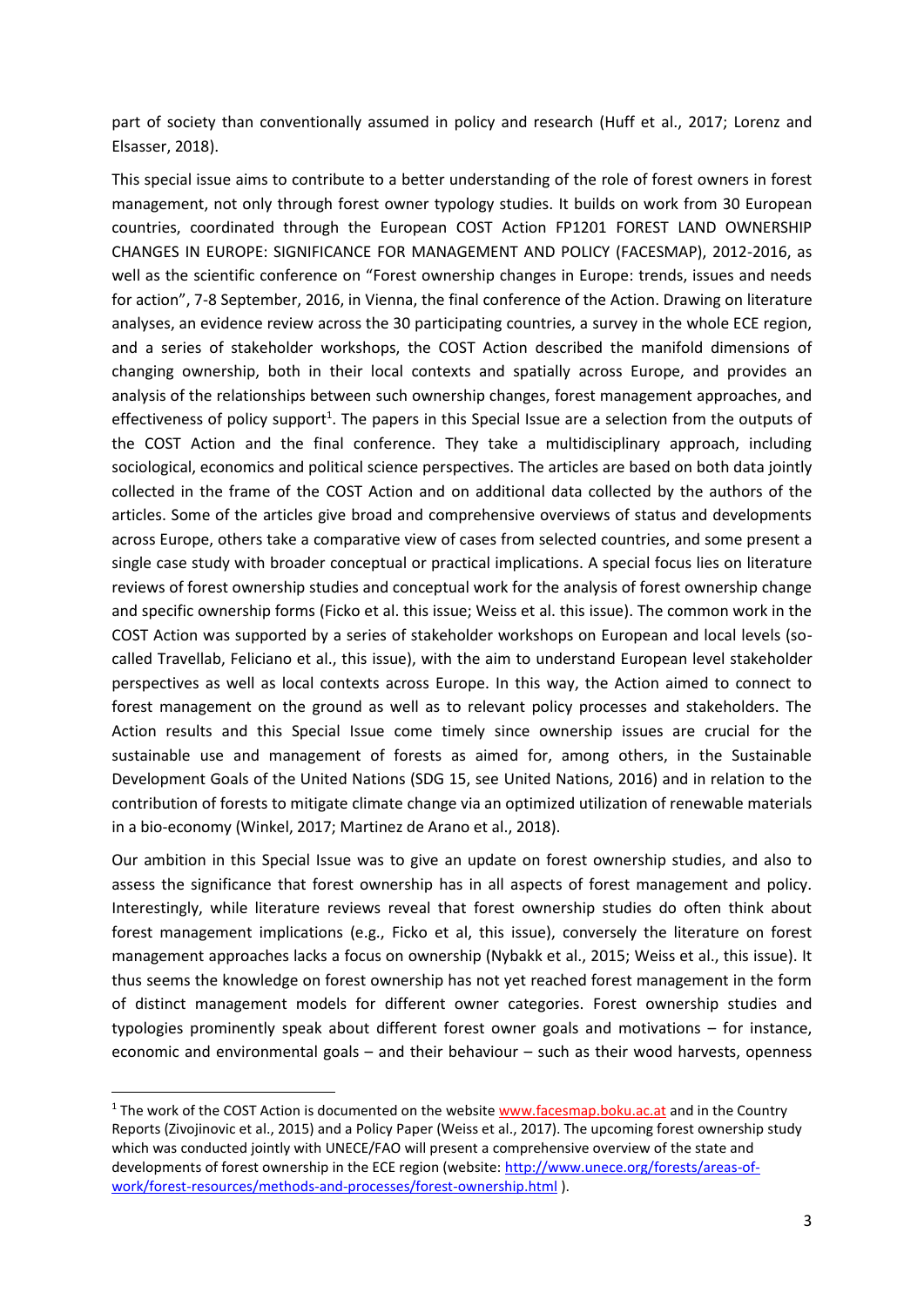part of society than conventionally assumed in policy and research (Huff et al., 2017; Lorenz and Elsasser, 2018).

This special issue aims to contribute to a better understanding of the role of forest owners in forest management, not only through forest owner typology studies. It builds on work from 30 European countries, coordinated through the European COST Action FP1201 FOREST LAND OWNERSHIP CHANGES IN EUROPE: SIGNIFICANCE FOR MANAGEMENT AND POLICY (FACESMAP), 2012-2016, as well as the scientific conference on "Forest ownership changes in Europe: trends, issues and needs for action", 7-8 September, 2016, in Vienna, the final conference of the Action. Drawing on literature analyses, an evidence review across the 30 participating countries, a survey in the whole ECE region, and a series of stakeholder workshops, the COST Action described the manifold dimensions of changing ownership, both in their local contexts and spatially across Europe, and provides an analysis of the relationships between such ownership changes, forest management approaches, and effectiveness of policy support[1]. The papers in this Special Issue are a selection from the outputs of the COST Action and the final conference. They take a multidisciplinary approach, including sociological, economics and political science perspectives. The articles are based on both data jointly collected in the frame of the COST Action and on additional data collected by the authors of the articles. Some of the articles give broad and comprehensive overviews of status and developments across Europe, others take a comparative view of cases from selected countries, and some present a single case study with broader conceptual or practical implications. A special focus lies on literature reviews of forest ownership studies and conceptual work for the analysis of forest ownership change and specific ownership forms (Ficko et al. this issue; Weiss et al. this issue). The common work in the COST Action was supported by a series of stakeholder workshops on European and local levels (so-called Travellab, Feliciano et al., this issue), with the aim to understand European level stakeholder perspectives as well as local contexts across Europe. In this way, the Action aimed to connect to forest management on the ground as well as to relevant policy processes and stakeholders. The Action results and this Special Issue come timely since ownership issues are crucial for the sustainable use and management of forests as aimed for, among others, in the Sustainable Development Goals of the United Nations (SDG 15, see United Nations, 2016) and in relation to the contribution of forests to mitigate climate change via an optimized utilization of renewable materials in a bio-economy (Winkel, 2017; Martinez de Arano et al., 2018).

Our ambition in this Special Issue was to give an update on forest ownership studies, and also to assess the significance that forest ownership has in all aspects of forest management and policy. Interestingly, while literature reviews reveal that forest ownership studies do often think about forest management implications (e.g., Ficko et al, this issue), conversely the literature on forest management approaches lacks a focus on ownership (Nybakk et al., 2015; Weiss et al., this issue). It thus seems the knowledge on forest ownership has not yet reached forest management in the form of distinct management models for different owner categories. Forest ownership studies and typologies prominently speak about different forest owner goals and motivations – for instance, economic and environmental goals – and their behaviour – such as their wood harvests, openness

[1] The work of the COST Action is documented on the website www.facesmap.boku.ac.at and in the Country Reports (Zivojinovic et al., 2015) and a Policy Paper (Weiss et al., 2017). The upcoming forest ownership study which was conducted jointly with UNECE/FAO will present a comprehensive overview of the state and developments of forest ownership in the ECE region (website: http://www.unece.org/forests/areas-of-work/forest-resources/methods-and-processes/forest-ownership.html ).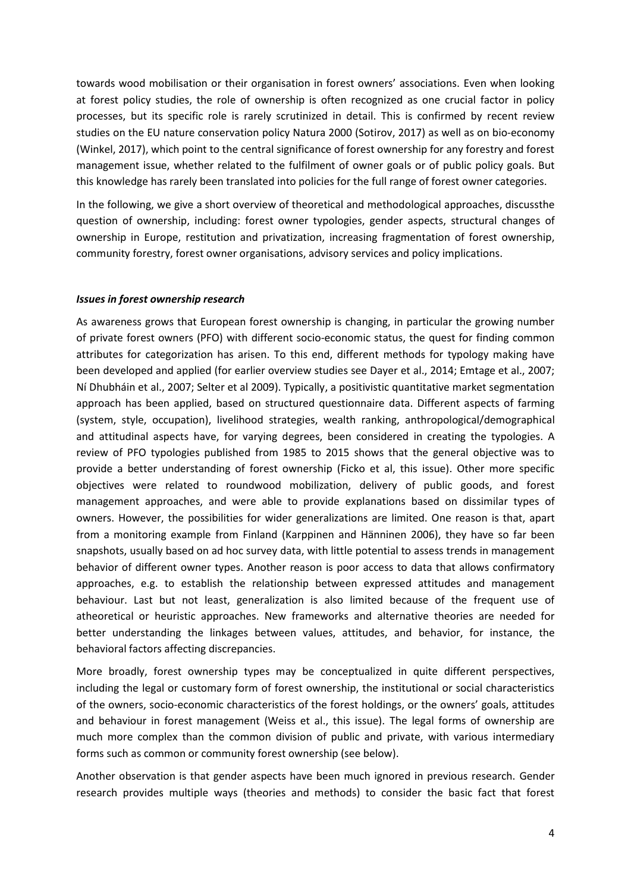towards wood mobilisation or their organisation in forest owners' associations. Even when looking at forest policy studies, the role of ownership is often recognized as one crucial factor in policy processes, but its specific role is rarely scrutinized in detail. This is confirmed by recent review studies on the EU nature conservation policy Natura 2000 (Sotirov, 2017) as well as on bio-economy (Winkel, 2017), which point to the central significance of forest ownership for any forestry and forest management issue, whether related to the fulfilment of owner goals or of public policy goals. But this knowledge has rarely been translated into policies for the full range of forest owner categories.

In the following, we give a short overview of theoretical and methodological approaches, discussthe question of ownership, including: forest owner typologies, gender aspects, structural changes of ownership in Europe, restitution and privatization, increasing fragmentation of forest ownership, community forestry, forest owner organisations, advisory services and policy implications.

***Issues in forest ownership research***

As awareness grows that European forest ownership is changing, in particular the growing number of private forest owners (PFO) with different socio-economic status, the quest for finding common attributes for categorization has arisen. To this end, different methods for typology making have been developed and applied (for earlier overview studies see Dayer et al., 2014; Emtage et al., 2007; Ní Dhubháin et al., 2007; Selter et al 2009). Typically, a positivistic quantitative market segmentation approach has been applied, based on structured questionnaire data. Different aspects of farming (system, style, occupation), livelihood strategies, wealth ranking, anthropological/demographical and attitudinal aspects have, for varying degrees, been considered in creating the typologies. A review of PFO typologies published from 1985 to 2015 shows that the general objective was to provide a better understanding of forest ownership (Ficko et al, this issue). Other more specific objectives were related to roundwood mobilization, delivery of public goods, and forest management approaches, and were able to provide explanations based on dissimilar types of owners. However, the possibilities for wider generalizations are limited. One reason is that, apart from a monitoring example from Finland (Karppinen and Hänninen 2006), they have so far been snapshots, usually based on ad hoc survey data, with little potential to assess trends in management behavior of different owner types. Another reason is poor access to data that allows confirmatory approaches, e.g. to establish the relationship between expressed attitudes and management behaviour. Last but not least, generalization is also limited because of the frequent use of atheoretical or heuristic approaches. New frameworks and alternative theories are needed for better understanding the linkages between values, attitudes, and behavior, for instance, the behavioral factors affecting discrepancies.

More broadly, forest ownership types may be conceptualized in quite different perspectives, including the legal or customary form of forest ownership, the institutional or social characteristics of the owners, socio-economic characteristics of the forest holdings, or the owners' goals, attitudes and behaviour in forest management (Weiss et al., this issue). The legal forms of ownership are much more complex than the common division of public and private, with various intermediary forms such as common or community forest ownership (see below).

Another observation is that gender aspects have been much ignored in previous research. Gender research provides multiple ways (theories and methods) to consider the basic fact that forest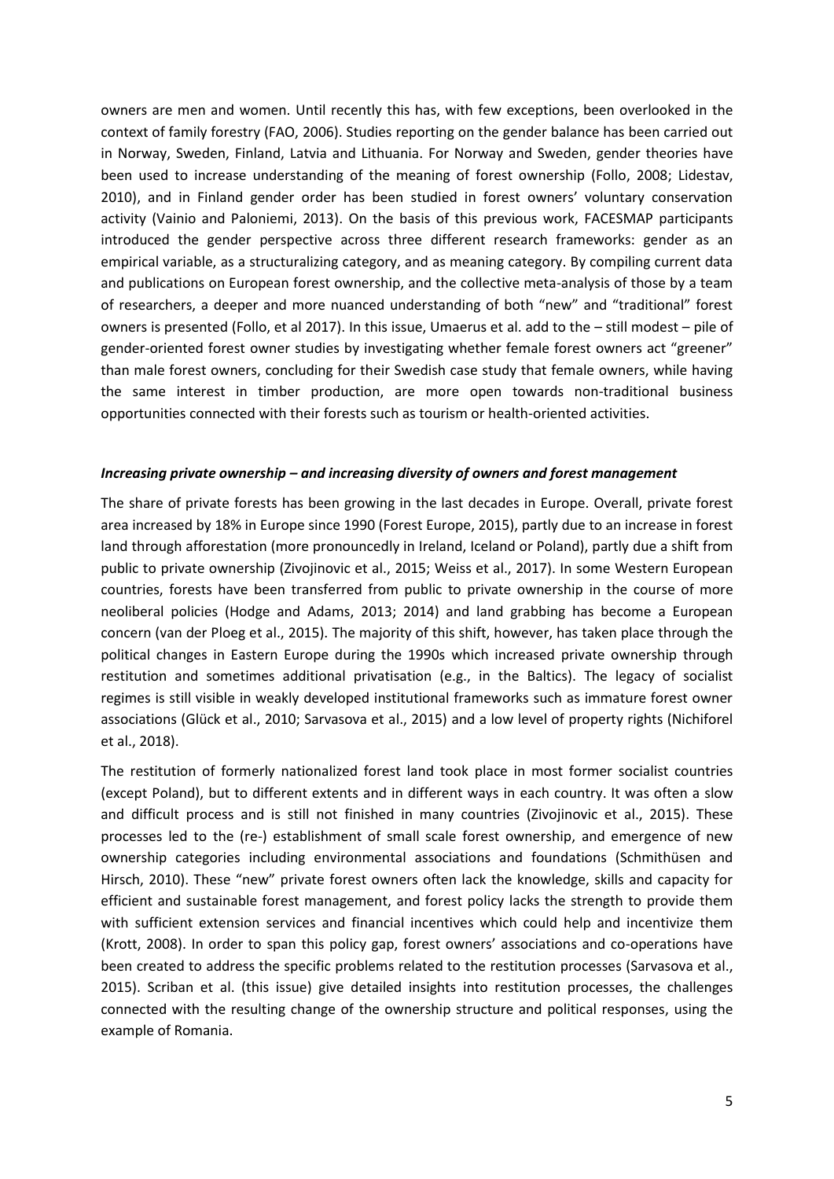owners are men and women. Until recently this has, with few exceptions, been overlooked in the context of family forestry (FAO, 2006). Studies reporting on the gender balance has been carried out in Norway, Sweden, Finland, Latvia and Lithuania. For Norway and Sweden, gender theories have been used to increase understanding of the meaning of forest ownership (Follo, 2008; Lidestav, 2010), and in Finland gender order has been studied in forest owners' voluntary conservation activity (Vainio and Paloniemi, 2013). On the basis of this previous work, FACESMAP participants introduced the gender perspective across three different research frameworks: gender as an empirical variable, as a structuralizing category, and as meaning category. By compiling current data and publications on European forest ownership, and the collective meta-analysis of those by a team of researchers, a deeper and more nuanced understanding of both "new" and "traditional" forest owners is presented (Follo, et al 2017). In this issue, Umaerus et al. add to the – still modest – pile of gender-oriented forest owner studies by investigating whether female forest owners act "greener" than male forest owners, concluding for their Swedish case study that female owners, while having the same interest in timber production, are more open towards non-traditional business opportunities connected with their forests such as tourism or health-oriented activities.

### *Increasing private ownership – and increasing diversity of owners and forest management*

The share of private forests has been growing in the last decades in Europe. Overall, private forest area increased by 18% in Europe since 1990 (Forest Europe, 2015), partly due to an increase in forest land through afforestation (more pronouncedly in Ireland, Iceland or Poland), partly due a shift from public to private ownership (Zivojinovic et al., 2015; Weiss et al., 2017). In some Western European countries, forests have been transferred from public to private ownership in the course of more neoliberal policies (Hodge and Adams, 2013; 2014) and land grabbing has become a European concern (van der Ploeg et al., 2015). The majority of this shift, however, has taken place through the political changes in Eastern Europe during the 1990s which increased private ownership through restitution and sometimes additional privatisation (e.g., in the Baltics). The legacy of socialist regimes is still visible in weakly developed institutional frameworks such as immature forest owner associations (Glück et al., 2010; Sarvasova et al., 2015) and a low level of property rights (Nichiforel et al., 2018).

The restitution of formerly nationalized forest land took place in most former socialist countries (except Poland), but to different extents and in different ways in each country. It was often a slow and difficult process and is still not finished in many countries (Zivojinovic et al., 2015). These processes led to the (re-) establishment of small scale forest ownership, and emergence of new ownership categories including environmental associations and foundations (Schmithüsen and Hirsch, 2010). These "new" private forest owners often lack the knowledge, skills and capacity for efficient and sustainable forest management, and forest policy lacks the strength to provide them with sufficient extension services and financial incentives which could help and incentivize them (Krott, 2008). In order to span this policy gap, forest owners' associations and co-operations have been created to address the specific problems related to the restitution processes (Sarvasova et al., 2015). Scriban et al. (this issue) give detailed insights into restitution processes, the challenges connected with the resulting change of the ownership structure and political responses, using the example of Romania.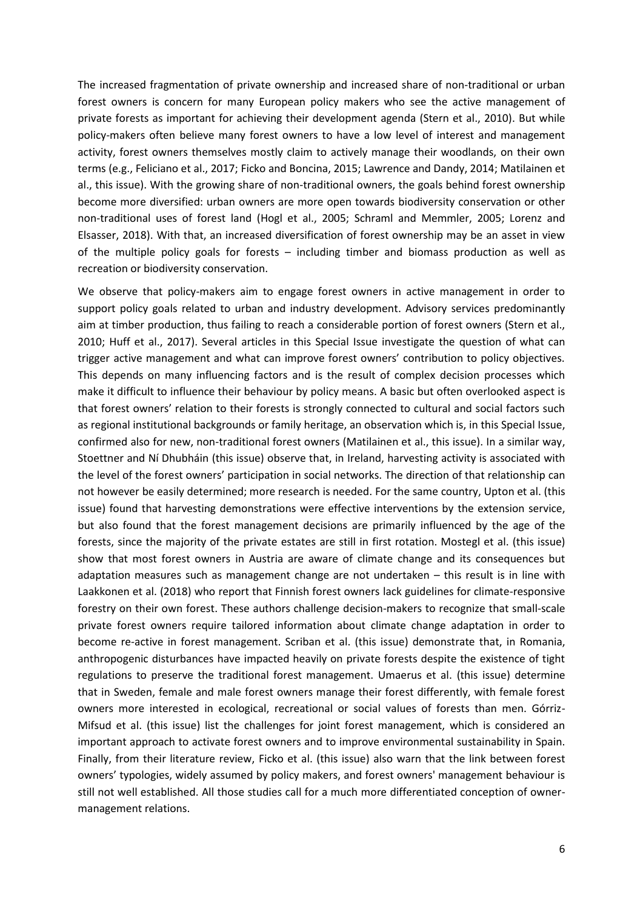The increased fragmentation of private ownership and increased share of non-traditional or urban forest owners is concern for many European policy makers who see the active management of private forests as important for achieving their development agenda (Stern et al., 2010). But while policy-makers often believe many forest owners to have a low level of interest and management activity, forest owners themselves mostly claim to actively manage their woodlands, on their own terms (e.g., Feliciano et al., 2017; Ficko and Boncina, 2015; Lawrence and Dandy, 2014; Matilainen et al., this issue). With the growing share of non-traditional owners, the goals behind forest ownership become more diversified: urban owners are more open towards biodiversity conservation or other non-traditional uses of forest land (Hogl et al., 2005; Schraml and Memmler, 2005; Lorenz and Elsasser, 2018). With that, an increased diversification of forest ownership may be an asset in view of the multiple policy goals for forests – including timber and biomass production as well as recreation or biodiversity conservation.

We observe that policy-makers aim to engage forest owners in active management in order to support policy goals related to urban and industry development. Advisory services predominantly aim at timber production, thus failing to reach a considerable portion of forest owners (Stern et al., 2010; Huff et al., 2017). Several articles in this Special Issue investigate the question of what can trigger active management and what can improve forest owners' contribution to policy objectives. This depends on many influencing factors and is the result of complex decision processes which make it difficult to influence their behaviour by policy means. A basic but often overlooked aspect is that forest owners' relation to their forests is strongly connected to cultural and social factors such as regional institutional backgrounds or family heritage, an observation which is, in this Special Issue, confirmed also for new, non-traditional forest owners (Matilainen et al., this issue). In a similar way, Stoettner and Ní Dhubháin (this issue) observe that, in Ireland, harvesting activity is associated with the level of the forest owners' participation in social networks. The direction of that relationship can not however be easily determined; more research is needed. For the same country, Upton et al. (this issue) found that harvesting demonstrations were effective interventions by the extension service, but also found that the forest management decisions are primarily influenced by the age of the forests, since the majority of the private estates are still in first rotation. Mostegl et al. (this issue) show that most forest owners in Austria are aware of climate change and its consequences but adaptation measures such as management change are not undertaken – this result is in line with Laakkonen et al. (2018) who report that Finnish forest owners lack guidelines for climate-responsive forestry on their own forest. These authors challenge decision-makers to recognize that small-scale private forest owners require tailored information about climate change adaptation in order to become re-active in forest management. Scriban et al. (this issue) demonstrate that, in Romania, anthropogenic disturbances have impacted heavily on private forests despite the existence of tight regulations to preserve the traditional forest management. Umaerus et al. (this issue) determine that in Sweden, female and male forest owners manage their forest differently, with female forest owners more interested in ecological, recreational or social values of forests than men. Górriz-Mifsud et al. (this issue) list the challenges for joint forest management, which is considered an important approach to activate forest owners and to improve environmental sustainability in Spain. Finally, from their literature review, Ficko et al. (this issue) also warn that the link between forest owners' typologies, widely assumed by policy makers, and forest owners' management behaviour is still not well established. All those studies call for a much more differentiated conception of owner-management relations.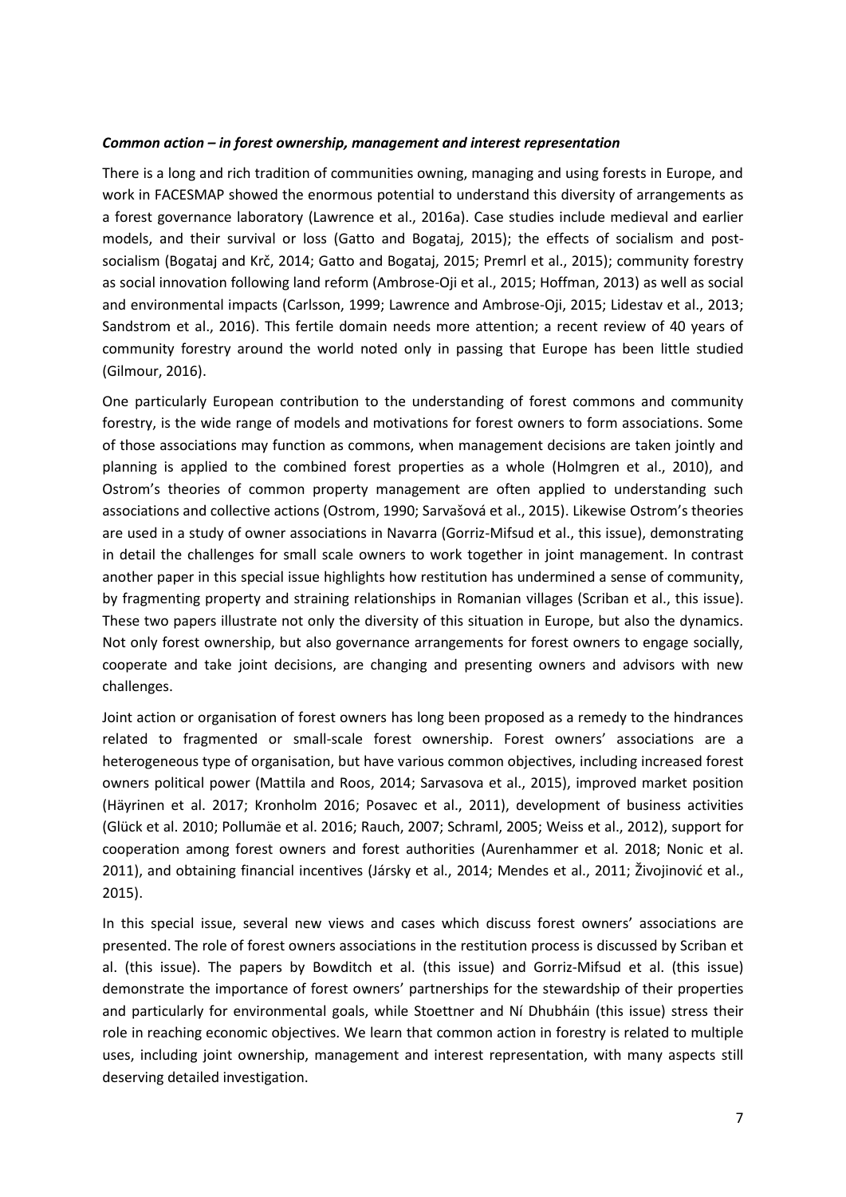***Common action – in forest ownership, management and interest representation***

There is a long and rich tradition of communities owning, managing and using forests in Europe, and work in FACESMAP showed the enormous potential to understand this diversity of arrangements as a forest governance laboratory (Lawrence et al., 2016a). Case studies include medieval and earlier models, and their survival or loss (Gatto and Bogataj, 2015); the effects of socialism and post-socialism (Bogataj and Krč, 2014; Gatto and Bogataj, 2015; Premrl et al., 2015); community forestry as social innovation following land reform (Ambrose-Oji et al., 2015; Hoffman, 2013) as well as social and environmental impacts (Carlsson, 1999; Lawrence and Ambrose-Oji, 2015; Lidestav et al., 2013; Sandstrom et al., 2016). This fertile domain needs more attention; a recent review of 40 years of community forestry around the world noted only in passing that Europe has been little studied (Gilmour, 2016).

One particularly European contribution to the understanding of forest commons and community forestry, is the wide range of models and motivations for forest owners to form associations. Some of those associations may function as commons, when management decisions are taken jointly and planning is applied to the combined forest properties as a whole (Holmgren et al., 2010), and Ostrom's theories of common property management are often applied to understanding such associations and collective actions (Ostrom, 1990; Sarvašová et al., 2015). Likewise Ostrom's theories are used in a study of owner associations in Navarra (Gorriz-Mifsud et al., this issue), demonstrating in detail the challenges for small scale owners to work together in joint management. In contrast another paper in this special issue highlights how restitution has undermined a sense of community, by fragmenting property and straining relationships in Romanian villages (Scriban et al., this issue). These two papers illustrate not only the diversity of this situation in Europe, but also the dynamics. Not only forest ownership, but also governance arrangements for forest owners to engage socially, cooperate and take joint decisions, are changing and presenting owners and advisors with new challenges.

Joint action or organisation of forest owners has long been proposed as a remedy to the hindrances related to fragmented or small-scale forest ownership. Forest owners' associations are a heterogeneous type of organisation, but have various common objectives, including increased forest owners political power (Mattila and Roos, 2014; Sarvasova et al., 2015), improved market position (Häyrinen et al. 2017; Kronholm 2016; Posavec et al., 2011), development of business activities (Glück et al. 2010; Pollumäe et al. 2016; Rauch, 2007; Schraml, 2005; Weiss et al., 2012), support for cooperation among forest owners and forest authorities (Aurenhammer et al. 2018; Nonic et al. 2011), and obtaining financial incentives (Járský et al., 2014; Mendes et al., 2011; Živojinović et al., 2015).

In this special issue, several new views and cases which discuss forest owners' associations are presented. The role of forest owners associations in the restitution process is discussed by Scriban et al. (this issue). The papers by Bowditch et al. (this issue) and Gorriz-Mifsud et al. (this issue) demonstrate the importance of forest owners' partnerships for the stewardship of their properties and particularly for environmental goals, while Stoettner and Ní Dhubháin (this issue) stress their role in reaching economic objectives. We learn that common action in forestry is related to multiple uses, including joint ownership, management and interest representation, with many aspects still deserving detailed investigation.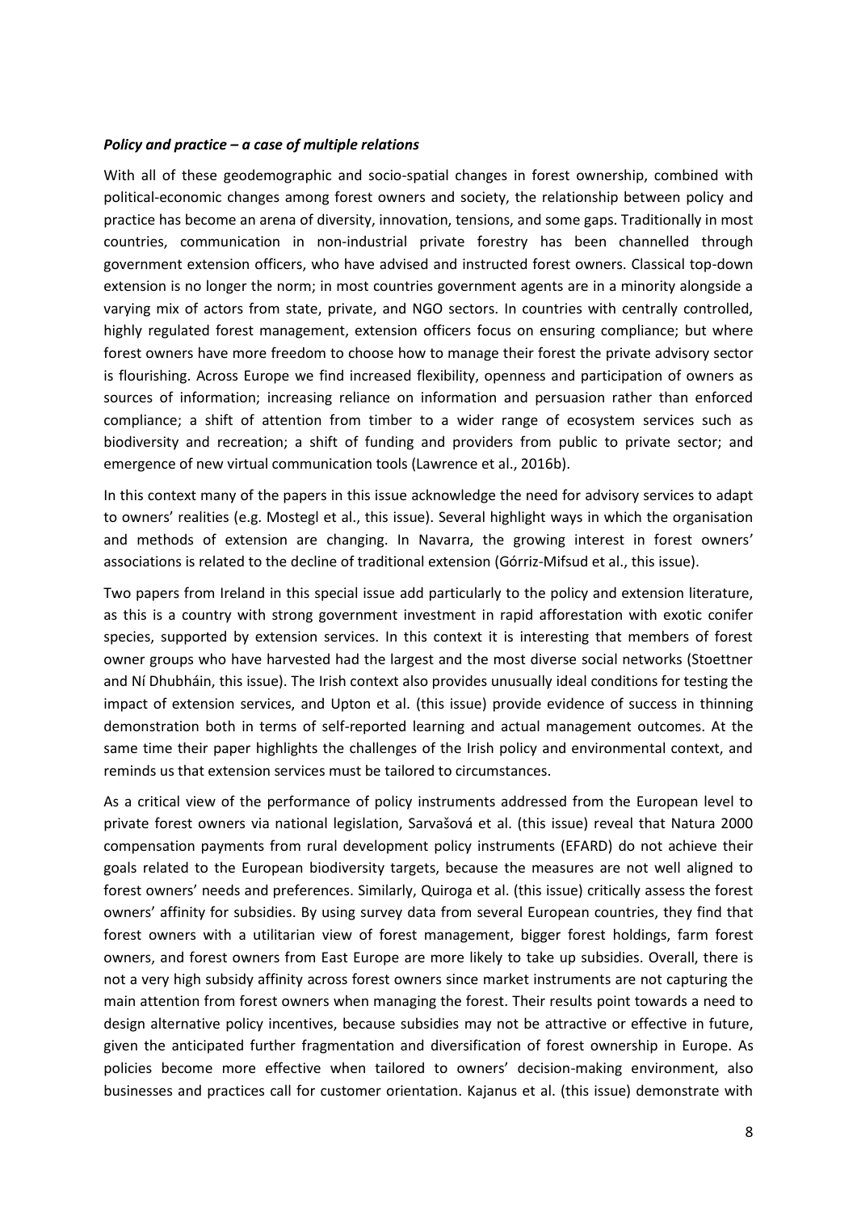***Policy and practice – a case of multiple relations***

With all of these geodemographic and socio-spatial changes in forest ownership, combined with political-economic changes among forest owners and society, the relationship between policy and practice has become an arena of diversity, innovation, tensions, and some gaps. Traditionally in most countries, communication in non-industrial private forestry has been channelled through government extension officers, who have advised and instructed forest owners. Classical top-down extension is no longer the norm; in most countries government agents are in a minority alongside a varying mix of actors from state, private, and NGO sectors. In countries with centrally controlled, highly regulated forest management, extension officers focus on ensuring compliance; but where forest owners have more freedom to choose how to manage their forest the private advisory sector is flourishing. Across Europe we find increased flexibility, openness and participation of owners as sources of information; increasing reliance on information and persuasion rather than enforced compliance; a shift of attention from timber to a wider range of ecosystem services such as biodiversity and recreation; a shift of funding and providers from public to private sector; and emergence of new virtual communication tools (Lawrence et al., 2016b).

In this context many of the papers in this issue acknowledge the need for advisory services to adapt to owners' realities (e.g. Mostegl et al., this issue). Several highlight ways in which the organisation and methods of extension are changing. In Navarra, the growing interest in forest owners' associations is related to the decline of traditional extension (Górriz-Mifsud et al., this issue).

Two papers from Ireland in this special issue add particularly to the policy and extension literature, as this is a country with strong government investment in rapid afforestation with exotic conifer species, supported by extension services. In this context it is interesting that members of forest owner groups who have harvested had the largest and the most diverse social networks (Stoettner and Ní Dhubháin, this issue). The Irish context also provides unusually ideal conditions for testing the impact of extension services, and Upton et al. (this issue) provide evidence of success in thinning demonstration both in terms of self-reported learning and actual management outcomes. At the same time their paper highlights the challenges of the Irish policy and environmental context, and reminds us that extension services must be tailored to circumstances.

As a critical view of the performance of policy instruments addressed from the European level to private forest owners via national legislation, Sarvašová et al. (this issue) reveal that Natura 2000 compensation payments from rural development policy instruments (EFARD) do not achieve their goals related to the European biodiversity targets, because the measures are not well aligned to forest owners' needs and preferences. Similarly, Quiroga et al. (this issue) critically assess the forest owners' affinity for subsidies. By using survey data from several European countries, they find that forest owners with a utilitarian view of forest management, bigger forest holdings, farm forest owners, and forest owners from East Europe are more likely to take up subsidies. Overall, there is not a very high subsidy affinity across forest owners since market instruments are not capturing the main attention from forest owners when managing the forest. Their results point towards a need to design alternative policy incentives, because subsidies may not be attractive or effective in future, given the anticipated further fragmentation and diversification of forest ownership in Europe. As policies become more effective when tailored to owners' decision-making environment, also businesses and practices call for customer orientation. Kajanus et al. (this issue) demonstrate with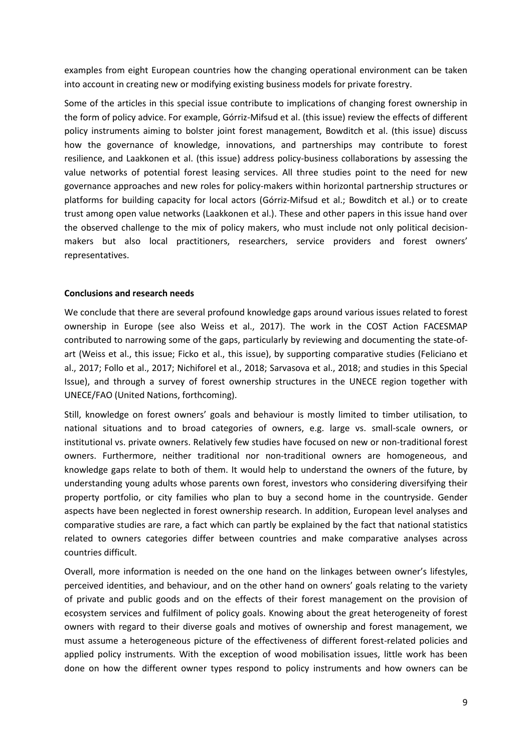examples from eight European countries how the changing operational environment can be taken into account in creating new or modifying existing business models for private forestry.

Some of the articles in this special issue contribute to implications of changing forest ownership in the form of policy advice. For example, Górriz-Mifsud et al. (this issue) review the effects of different policy instruments aiming to bolster joint forest management, Bowditch et al. (this issue) discuss how the governance of knowledge, innovations, and partnerships may contribute to forest resilience, and Laakkonen et al. (this issue) address policy-business collaborations by assessing the value networks of potential forest leasing services. All three studies point to the need for new governance approaches and new roles for policy-makers within horizontal partnership structures or platforms for building capacity for local actors (Górriz-Mifsud et al.; Bowditch et al.) or to create trust among open value networks (Laakkonen et al.). These and other papers in this issue hand over the observed challenge to the mix of policy makers, who must include not only political decision-makers but also local practitioners, researchers, service providers and forest owners' representatives.

**Conclusions and research needs**

We conclude that there are several profound knowledge gaps around various issues related to forest ownership in Europe (see also Weiss et al., 2017). The work in the COST Action FACESMAP contributed to narrowing some of the gaps, particularly by reviewing and documenting the state-of-art (Weiss et al., this issue; Ficko et al., this issue), by supporting comparative studies (Feliciano et al., 2017; Follo et al., 2017; Nichiforel et al., 2018; Sarvasova et al., 2018; and studies in this Special Issue), and through a survey of forest ownership structures in the UNECE region together with UNECE/FAO (United Nations, forthcoming).

Still, knowledge on forest owners' goals and behaviour is mostly limited to timber utilisation, to national situations and to broad categories of owners, e.g. large vs. small-scale owners, or institutional vs. private owners. Relatively few studies have focused on new or non-traditional forest owners. Furthermore, neither traditional nor non-traditional owners are homogeneous, and knowledge gaps relate to both of them. It would help to understand the owners of the future, by understanding young adults whose parents own forest, investors who considering diversifying their property portfolio, or city families who plan to buy a second home in the countryside. Gender aspects have been neglected in forest ownership research. In addition, European level analyses and comparative studies are rare, a fact which can partly be explained by the fact that national statistics related to owners categories differ between countries and make comparative analyses across countries difficult.

Overall, more information is needed on the one hand on the linkages between owner's lifestyles, perceived identities, and behaviour, and on the other hand on owners' goals relating to the variety of private and public goods and on the effects of their forest management on the provision of ecosystem services and fulfilment of policy goals. Knowing about the great heterogeneity of forest owners with regard to their diverse goals and motives of ownership and forest management, we must assume a heterogeneous picture of the effectiveness of different forest-related policies and applied policy instruments. With the exception of wood mobilisation issues, little work has been done on how the different owner types respond to policy instruments and how owners can be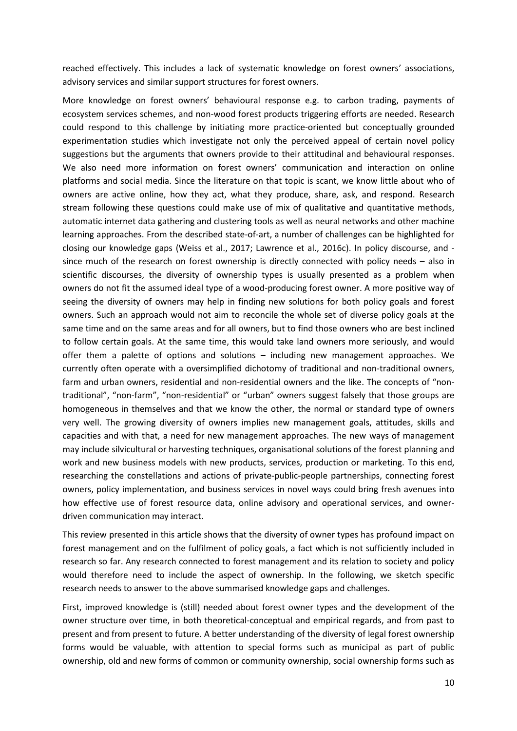reached effectively. This includes a lack of systematic knowledge on forest owners' associations, advisory services and similar support structures for forest owners.

More knowledge on forest owners' behavioural response e.g. to carbon trading, payments of ecosystem services schemes, and non-wood forest products triggering efforts are needed. Research could respond to this challenge by initiating more practice-oriented but conceptually grounded experimentation studies which investigate not only the perceived appeal of certain novel policy suggestions but the arguments that owners provide to their attitudinal and behavioural responses. We also need more information on forest owners' communication and interaction on online platforms and social media. Since the literature on that topic is scant, we know little about who of owners are active online, how they act, what they produce, share, ask, and respond. Research stream following these questions could make use of mix of qualitative and quantitative methods, automatic internet data gathering and clustering tools as well as neural networks and other machine learning approaches. From the described state-of-art, a number of challenges can be highlighted for closing our knowledge gaps (Weiss et al., 2017; Lawrence et al., 2016c). In policy discourse, and - since much of the research on forest ownership is directly connected with policy needs – also in scientific discourses, the diversity of ownership types is usually presented as a problem when owners do not fit the assumed ideal type of a wood-producing forest owner. A more positive way of seeing the diversity of owners may help in finding new solutions for both policy goals and forest owners. Such an approach would not aim to reconcile the whole set of diverse policy goals at the same time and on the same areas and for all owners, but to find those owners who are best inclined to follow certain goals. At the same time, this would take land owners more seriously, and would offer them a palette of options and solutions – including new management approaches. We currently often operate with a oversimplified dichotomy of traditional and non-traditional owners, farm and urban owners, residential and non-residential owners and the like. The concepts of "non-traditional", "non-farm", "non-residential" or "urban" owners suggest falsely that those groups are homogeneous in themselves and that we know the other, the normal or standard type of owners very well. The growing diversity of owners implies new management goals, attitudes, skills and capacities and with that, a need for new management approaches. The new ways of management may include silvicultural or harvesting techniques, organisational solutions of the forest planning and work and new business models with new products, services, production or marketing. To this end, researching the constellations and actions of private-public-people partnerships, connecting forest owners, policy implementation, and business services in novel ways could bring fresh avenues into how effective use of forest resource data, online advisory and operational services, and owner-driven communication may interact.

This review presented in this article shows that the diversity of owner types has profound impact on forest management and on the fulfilment of policy goals, a fact which is not sufficiently included in research so far. Any research connected to forest management and its relation to society and policy would therefore need to include the aspect of ownership. In the following, we sketch specific research needs to answer to the above summarised knowledge gaps and challenges.

First, improved knowledge is (still) needed about forest owner types and the development of the owner structure over time, in both theoretical-conceptual and empirical regards, and from past to present and from present to future. A better understanding of the diversity of legal forest ownership forms would be valuable, with attention to special forms such as municipal as part of public ownership, old and new forms of common or community ownership, social ownership forms such as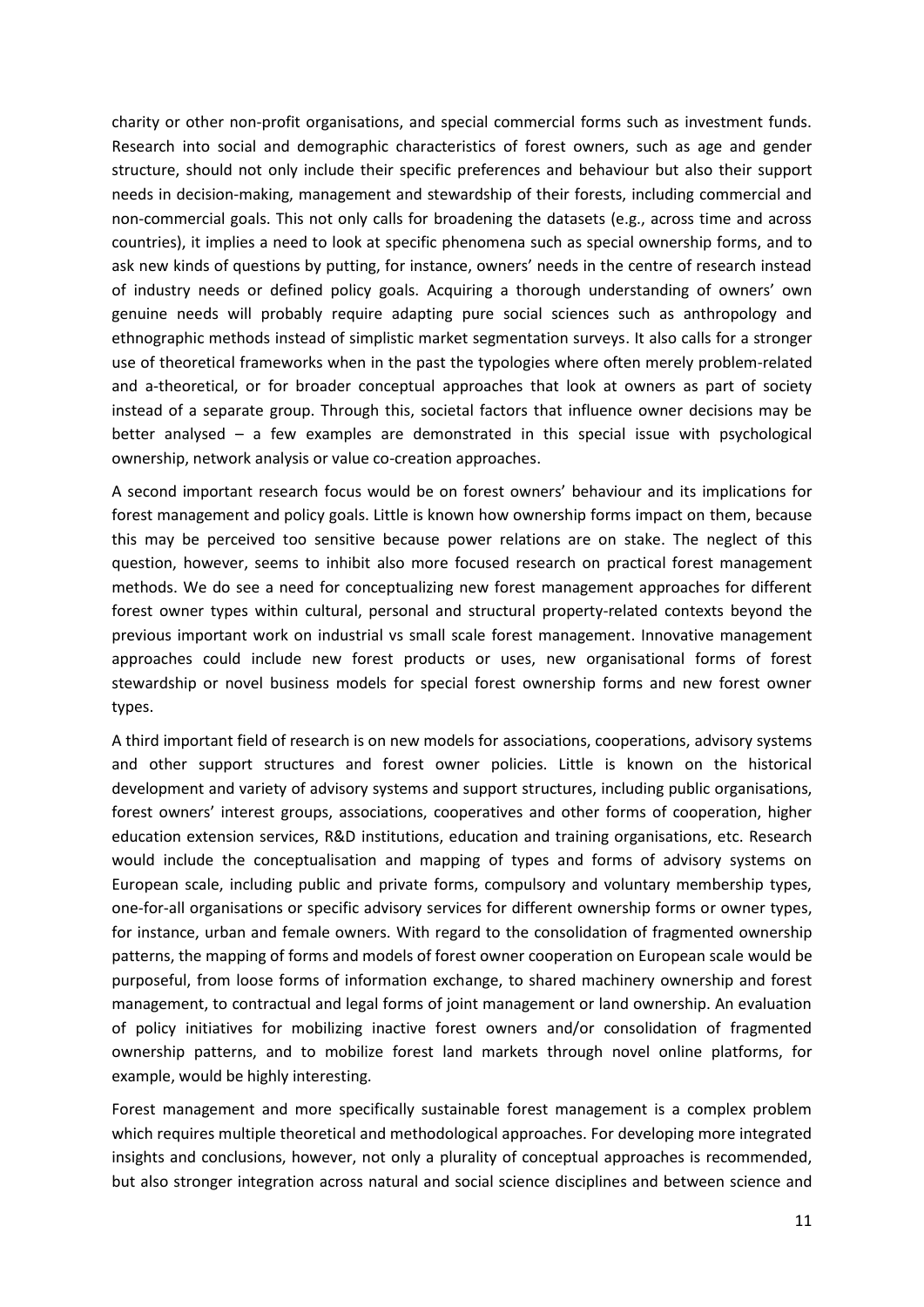charity or other non-profit organisations, and special commercial forms such as investment funds. Research into social and demographic characteristics of forest owners, such as age and gender structure, should not only include their specific preferences and behaviour but also their support needs in decision-making, management and stewardship of their forests, including commercial and non-commercial goals. This not only calls for broadening the datasets (e.g., across time and across countries), it implies a need to look at specific phenomena such as special ownership forms, and to ask new kinds of questions by putting, for instance, owners' needs in the centre of research instead of industry needs or defined policy goals. Acquiring a thorough understanding of owners' own genuine needs will probably require adapting pure social sciences such as anthropology and ethnographic methods instead of simplistic market segmentation surveys. It also calls for a stronger use of theoretical frameworks when in the past the typologies where often merely problem-related and a-theoretical, or for broader conceptual approaches that look at owners as part of society instead of a separate group. Through this, societal factors that influence owner decisions may be better analysed – a few examples are demonstrated in this special issue with psychological ownership, network analysis or value co-creation approaches.

A second important research focus would be on forest owners' behaviour and its implications for forest management and policy goals. Little is known how ownership forms impact on them, because this may be perceived too sensitive because power relations are on stake. The neglect of this question, however, seems to inhibit also more focused research on practical forest management methods. We do see a need for conceptualizing new forest management approaches for different forest owner types within cultural, personal and structural property-related contexts beyond the previous important work on industrial vs small scale forest management. Innovative management approaches could include new forest products or uses, new organisational forms of forest stewardship or novel business models for special forest ownership forms and new forest owner types.

A third important field of research is on new models for associations, cooperations, advisory systems and other support structures and forest owner policies. Little is known on the historical development and variety of advisory systems and support structures, including public organisations, forest owners' interest groups, associations, cooperatives and other forms of cooperation, higher education extension services, R&D institutions, education and training organisations, etc. Research would include the conceptualisation and mapping of types and forms of advisory systems on European scale, including public and private forms, compulsory and voluntary membership types, one-for-all organisations or specific advisory services for different ownership forms or owner types, for instance, urban and female owners. With regard to the consolidation of fragmented ownership patterns, the mapping of forms and models of forest owner cooperation on European scale would be purposeful, from loose forms of information exchange, to shared machinery ownership and forest management, to contractual and legal forms of joint management or land ownership. An evaluation of policy initiatives for mobilizing inactive forest owners and/or consolidation of fragmented ownership patterns, and to mobilize forest land markets through novel online platforms, for example, would be highly interesting.

Forest management and more specifically sustainable forest management is a complex problem which requires multiple theoretical and methodological approaches. For developing more integrated insights and conclusions, however, not only a plurality of conceptual approaches is recommended, but also stronger integration across natural and social science disciplines and between science and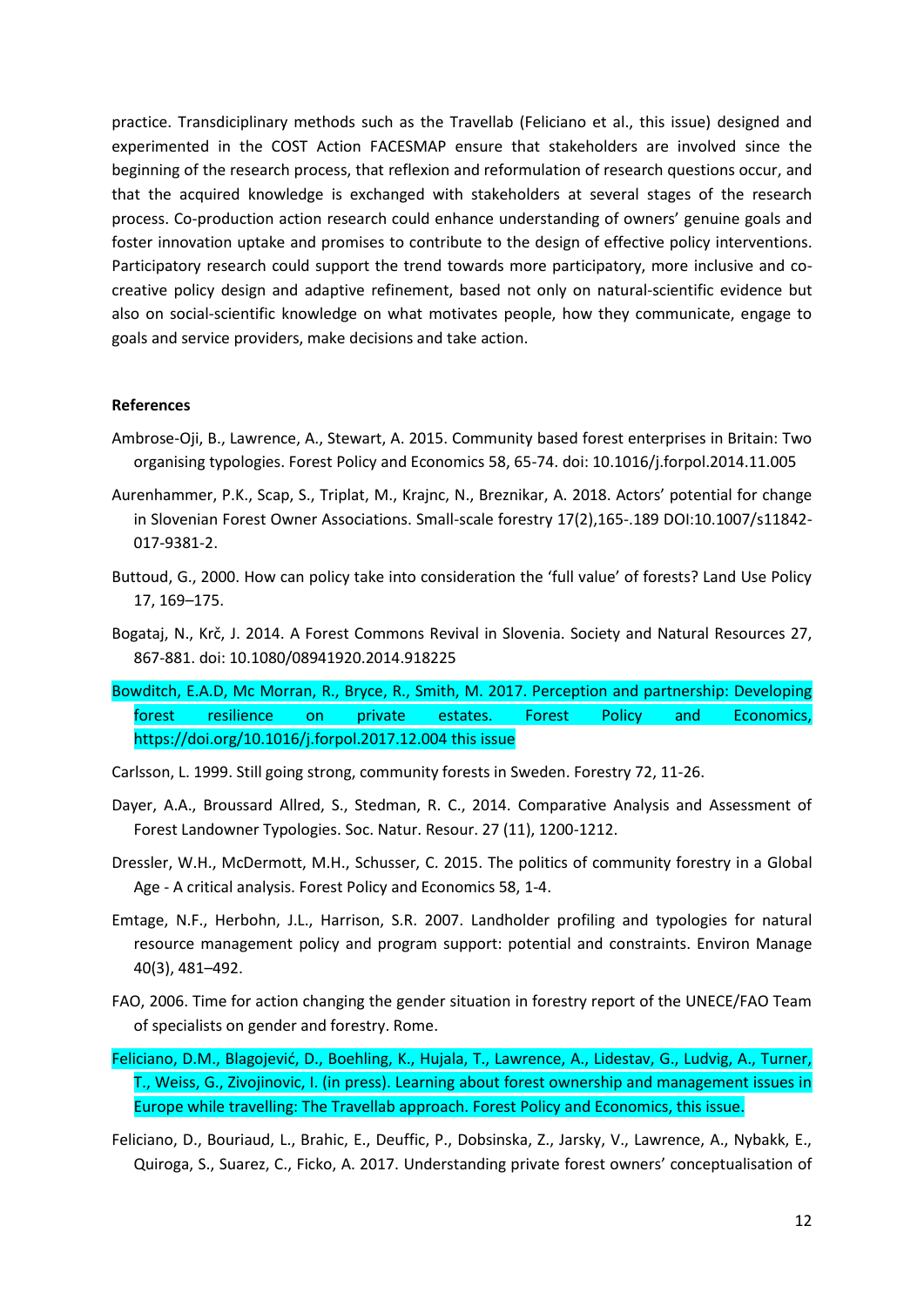practice. Transdiciplinary methods such as the Travellab (Feliciano et al., this issue) designed and experimented in the COST Action FACESMAP ensure that stakeholders are involved since the beginning of the research process, that reflexion and reformulation of research questions occur, and that the acquired knowledge is exchanged with stakeholders at several stages of the research process. Co-production action research could enhance understanding of owners' genuine goals and foster innovation uptake and promises to contribute to the design of effective policy interventions. Participatory research could support the trend towards more participatory, more inclusive and co-creative policy design and adaptive refinement, based not only on natural-scientific evidence but also on social-scientific knowledge on what motivates people, how they communicate, engage to goals and service providers, make decisions and take action.

**References**

Ambrose-Oji, B., Lawrence, A., Stewart, A. 2015. Community based forest enterprises in Britain: Two organising typologies. Forest Policy and Economics 58, 65-74. doi: 10.1016/j.forpol.2014.11.005

Aurenhammer, P.K., Scap, S., Triplat, M., Krajnc, N., Breznikar, A. 2018. Actors' potential for change in Slovenian Forest Owner Associations. Small-scale forestry 17(2),165-.189 DOI:10.1007/s11842-017-9381-2.

Buttoud, G., 2000. How can policy take into consideration the 'full value' of forests? Land Use Policy 17, 169–175.

Bogataj, N., Krč, J. 2014. A Forest Commons Revival in Slovenia. Society and Natural Resources 27, 867-881. doi: 10.1080/08941920.2014.918225

Bowditch, E.A.D, Mc Morran, R., Bryce, R., Smith, M. 2017. Perception and partnership: Developing forest resilience on private estates. Forest Policy and Economics, https://doi.org/10.1016/j.forpol.2017.12.004 this issue

Carlsson, L. 1999. Still going strong, community forests in Sweden. Forestry 72, 11-26.

Dayer, A.A., Broussard Allred, S., Stedman, R. C., 2014. Comparative Analysis and Assessment of Forest Landowner Typologies. Soc. Natur. Resour. 27 (11), 1200-1212.

Dressler, W.H., McDermott, M.H., Schusser, C. 2015. The politics of community forestry in a Global Age - A critical analysis. Forest Policy and Economics 58, 1-4.

Emtage, N.F., Herbohn, J.L., Harrison, S.R. 2007. Landholder profiling and typologies for natural resource management policy and program support: potential and constraints. Environ Manage 40(3), 481–492.

FAO, 2006. Time for action changing the gender situation in forestry report of the UNECE/FAO Team of specialists on gender and forestry. Rome.

Feliciano, D.M., Blagojević, D., Boehling, K., Hujala, T., Lawrence, A., Lidestav, G., Ludvig, A., Turner, T., Weiss, G., Zivojinovic, I. (in press). Learning about forest ownership and management issues in Europe while travelling: The Travellab approach. Forest Policy and Economics, this issue.

Feliciano, D., Bouriaud, L., Brahic, E., Deuffic, P., Dobsinska, Z., Jarsky, V., Lawrence, A., Nybakk, E., Quiroga, S., Suarez, C., Ficko, A. 2017. Understanding private forest owners' conceptualisation of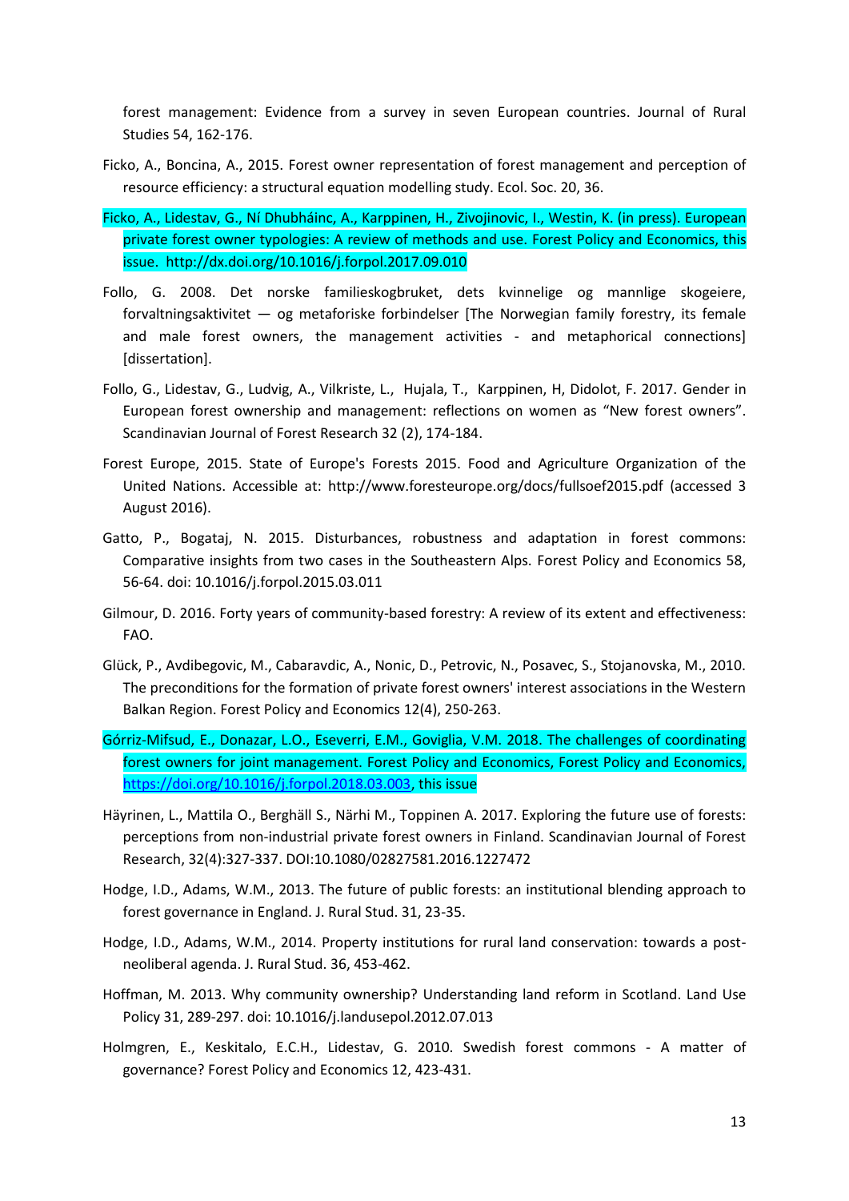forest management: Evidence from a survey in seven European countries. Journal of Rural Studies 54, 162-176.

Ficko, A., Boncina, A., 2015. Forest owner representation of forest management and perception of resource efficiency: a structural equation modelling study. Ecol. Soc. 20, 36.

Ficko, A., Lidestav, G., Ní Dhubháinc, A., Karppinen, H., Zivojinovic, I., Westin, K. (in press). European private forest owner typologies: A review of methods and use. Forest Policy and Economics, this issue. http://dx.doi.org/10.1016/j.forpol.2017.09.010

Follo, G. 2008. Det norske familieskogbruket, dets kvinnelige og mannlige skogeiere, forvaltningsaktivitet — og metaforiske forbindelser [The Norwegian family forestry, its female and male forest owners, the management activities - and metaphorical connections] [dissertation].

Follo, G., Lidestav, G., Ludvig, A., Vilkriste, L., Hujala, T., Karppinen, H, Didolot, F. 2017. Gender in European forest ownership and management: reflections on women as "New forest owners". Scandinavian Journal of Forest Research 32 (2), 174-184.

Forest Europe, 2015. State of Europe's Forests 2015. Food and Agriculture Organization of the United Nations. Accessible at: http://www.foresteurope.org/docs/fullsoef2015.pdf (accessed 3 August 2016).

Gatto, P., Bogataj, N. 2015. Disturbances, robustness and adaptation in forest commons: Comparative insights from two cases in the Southeastern Alps. Forest Policy and Economics 58, 56-64. doi: 10.1016/j.forpol.2015.03.011

Gilmour, D. 2016. Forty years of community-based forestry: A review of its extent and effectiveness: FAO.

Glück, P., Avdibegovic, M., Cabaravdic, A., Nonic, D., Petrovic, N., Posavec, S., Stojanovska, M., 2010. The preconditions for the formation of private forest owners' interest associations in the Western Balkan Region. Forest Policy and Economics 12(4), 250-263.

Górriz-Mifsud, E., Donazar, L.O., Eseverri, E.M., Goviglia, V.M. 2018. The challenges of coordinating forest owners for joint management. Forest Policy and Economics, Forest Policy and Economics, https://doi.org/10.1016/j.forpol.2018.03.003, this issue

Häyrinen, L., Mattila O., Berghäll S., Närhi M., Toppinen A. 2017. Exploring the future use of forests: perceptions from non-industrial private forest owners in Finland. Scandinavian Journal of Forest Research, 32(4):327-337. DOI:10.1080/02827581.2016.1227472

Hodge, I.D., Adams, W.M., 2013. The future of public forests: an institutional blending approach to forest governance in England. J. Rural Stud. 31, 23-35.

Hodge, I.D., Adams, W.M., 2014. Property institutions for rural land conservation: towards a post-neoliberal agenda. J. Rural Stud. 36, 453-462.

Hoffman, M. 2013. Why community ownership? Understanding land reform in Scotland. Land Use Policy 31, 289-297. doi: 10.1016/j.landusepol.2012.07.013

Holmgren, E., Keskitalo, E.C.H., Lidestav, G. 2010. Swedish forest commons - A matter of governance? Forest Policy and Economics 12, 423-431.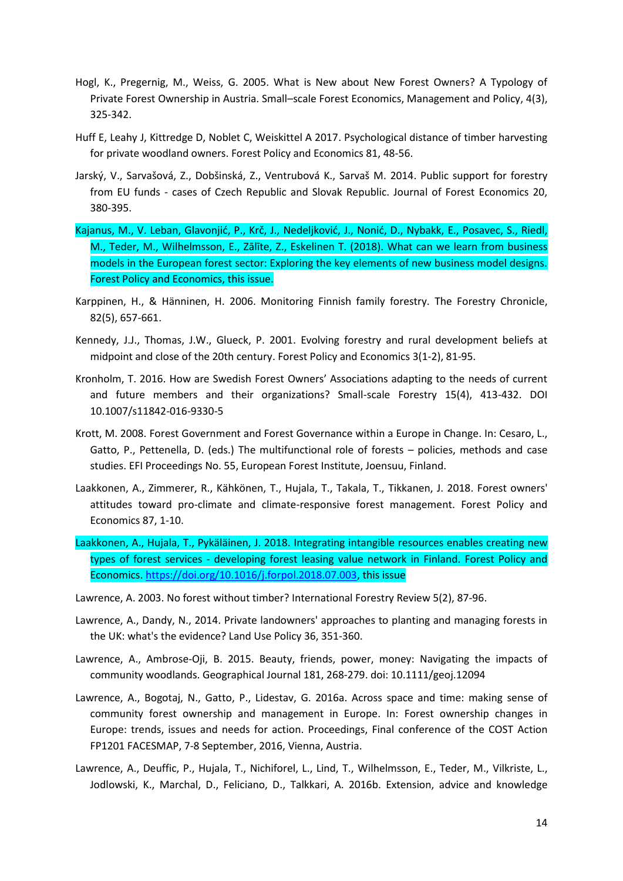Hogl, K., Pregernig, M., Weiss, G. 2005. What is New about New Forest Owners? A Typology of Private Forest Ownership in Austria. Small–scale Forest Economics, Management and Policy, 4(3), 325-342.

Huff E, Leahy J, Kittredge D, Noblet C, Weiskittel A 2017. Psychological distance of timber harvesting for private woodland owners. Forest Policy and Economics 81, 48-56.

Jarský, V., Sarvašová, Z., Dobšinská, Z., Ventrubová K., Sarvaš M. 2014. Public support for forestry from EU funds - cases of Czech Republic and Slovak Republic. Journal of Forest Economics 20, 380-395.

Kajanus, M., V. Leban, Glavonjić, P., Krč, J., Nedeljković, J., Nonić, D., Nybakk, E., Posavec, S., Riedl, M., Teder, M., Wilhelmsson, E., Zālīte, Z., Eskelinen T. (2018). What can we learn from business models in the European forest sector: Exploring the key elements of new business model designs. Forest Policy and Economics, this issue.

Karppinen, H., & Hänninen, H. 2006. Monitoring Finnish family forestry. The Forestry Chronicle, 82(5), 657-661.

Kennedy, J.J., Thomas, J.W., Glueck, P. 2001. Evolving forestry and rural development beliefs at midpoint and close of the 20th century. Forest Policy and Economics 3(1-2), 81-95.

Kronholm, T. 2016. How are Swedish Forest Owners' Associations adapting to the needs of current and future members and their organizations? Small-scale Forestry 15(4), 413-432. DOI 10.1007/s11842-016-9330-5

Krott, M. 2008. Forest Government and Forest Governance within a Europe in Change. In: Cesaro, L., Gatto, P., Pettenella, D. (eds.) The multifunctional role of forests – policies, methods and case studies. EFI Proceedings No. 55, European Forest Institute, Joensuu, Finland.

Laakkonen, A., Zimmerer, R., Kähkönen, T., Hujala, T., Takala, T., Tikkanen, J. 2018. Forest owners' attitudes toward pro-climate and climate-responsive forest management. Forest Policy and Economics 87, 1-10.

Laakkonen, A., Hujala, T., Pykäläinen, J. 2018. Integrating intangible resources enables creating new types of forest services - developing forest leasing value network in Finland. Forest Policy and Economics. https://doi.org/10.1016/j.forpol.2018.07.003, this issue

Lawrence, A. 2003. No forest without timber? International Forestry Review 5(2), 87-96.

Lawrence, A., Dandy, N., 2014. Private landowners' approaches to planting and managing forests in the UK: what's the evidence? Land Use Policy 36, 351-360.

Lawrence, A., Ambrose-Oji, B. 2015. Beauty, friends, power, money: Navigating the impacts of community woodlands. Geographical Journal 181, 268-279. doi: 10.1111/geoj.12094

Lawrence, A., Bogotaj, N., Gatto, P., Lidestav, G. 2016a. Across space and time: making sense of community forest ownership and management in Europe. In: Forest ownership changes in Europe: trends, issues and needs for action. Proceedings, Final conference of the COST Action FP1201 FACESMAP, 7-8 September, 2016, Vienna, Austria.

Lawrence, A., Deuffic, P., Hujala, T., Nichiforel, L., Lind, T., Wilhelmsson, E., Teder, M., Vilkriste, L., Jodlowski, K., Marchal, D., Feliciano, D., Talkkari, A. 2016b. Extension, advice and knowledge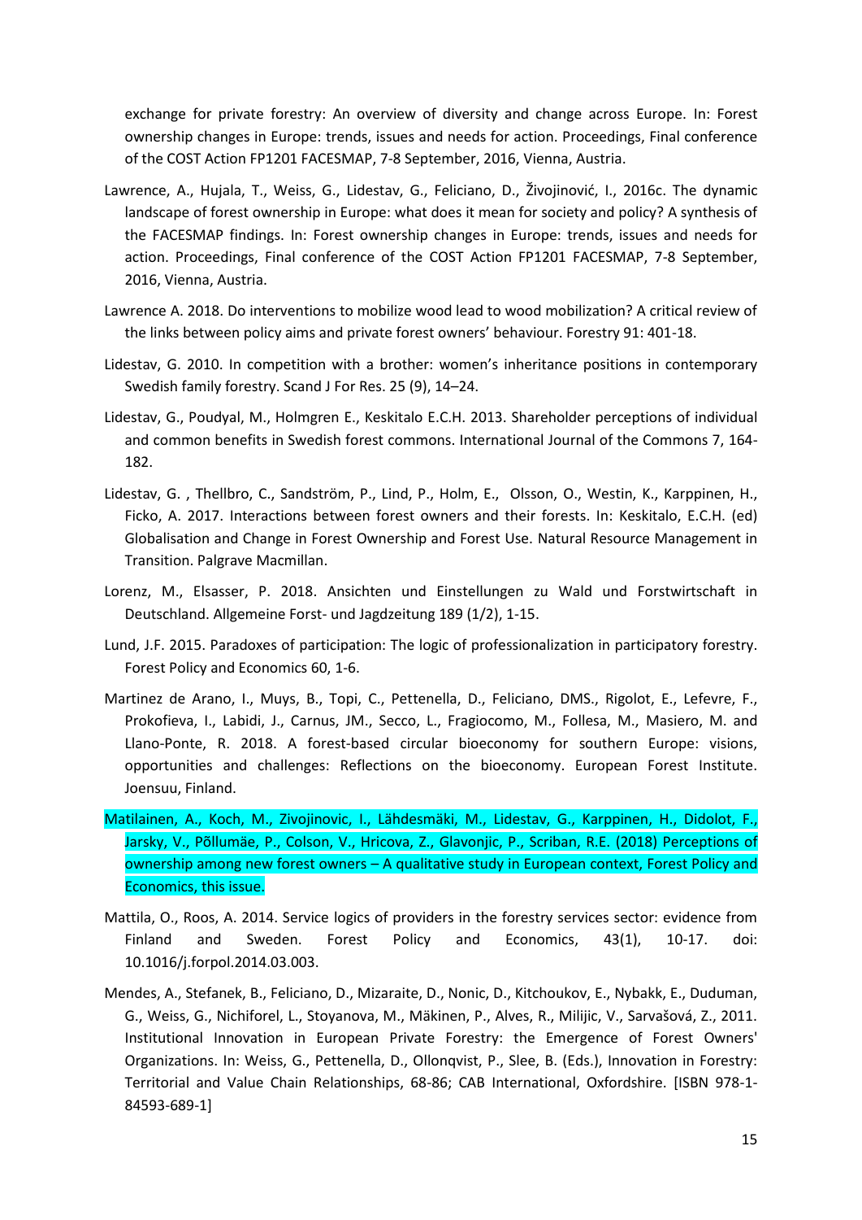exchange for private forestry: An overview of diversity and change across Europe. In: Forest ownership changes in Europe: trends, issues and needs for action. Proceedings, Final conference of the COST Action FP1201 FACESMAP, 7-8 September, 2016, Vienna, Austria.

Lawrence, A., Hujala, T., Weiss, G., Lidestav, G., Feliciano, D., Živojinović, I., 2016c. The dynamic landscape of forest ownership in Europe: what does it mean for society and policy? A synthesis of the FACESMAP findings. In: Forest ownership changes in Europe: trends, issues and needs for action. Proceedings, Final conference of the COST Action FP1201 FACESMAP, 7-8 September, 2016, Vienna, Austria.

Lawrence A. 2018. Do interventions to mobilize wood lead to wood mobilization? A critical review of the links between policy aims and private forest owners' behaviour. Forestry 91: 401-18.

Lidestav, G. 2010. In competition with a brother: women's inheritance positions in contemporary Swedish family forestry. Scand J For Res. 25 (9), 14–24.

Lidestav, G., Poudyal, M., Holmgren E., Keskitalo E.C.H. 2013. Shareholder perceptions of individual and common benefits in Swedish forest commons. International Journal of the Commons 7, 164-182.

Lidestav, G. , Thellbro, C., Sandström, P., Lind, P., Holm, E., Olsson, O., Westin, K., Karppinen, H., Ficko, A. 2017. Interactions between forest owners and their forests. In: Keskitalo, E.C.H. (ed) Globalisation and Change in Forest Ownership and Forest Use. Natural Resource Management in Transition. Palgrave Macmillan.

Lorenz, M., Elsasser, P. 2018. Ansichten und Einstellungen zu Wald und Forstwirtschaft in Deutschland. Allgemeine Forst- und Jagdzeitung 189 (1/2), 1-15.

Lund, J.F. 2015. Paradoxes of participation: The logic of professionalization in participatory forestry. Forest Policy and Economics 60, 1-6.

Martinez de Arano, I., Muys, B., Topi, C., Pettenella, D., Feliciano, DMS., Rigolot, E., Lefevre, F., Prokofieva, I., Labidi, J., Carnus, JM., Secco, L., Fragiocomo, M., Follesa, M., Masiero, M. and Llano-Ponte, R. 2018. A forest-based circular bioeconomy for southern Europe: visions, opportunities and challenges: Reflections on the bioeconomy. European Forest Institute. Joensuu, Finland.

Matilainen, A., Koch, M., Zivojinovic, I., Lähdesmäki, M., Lidestav, G., Karppinen, H., Didolot, F., Jarsky, V., Põllumäe, P., Colson, V., Hricova, Z., Glavonjic, P., Scriban, R.E. (2018) Perceptions of ownership among new forest owners – A qualitative study in European context, Forest Policy and Economics, this issue.

Mattila, O., Roos, A. 2014. Service logics of providers in the forestry services sector: evidence from Finland and Sweden. Forest Policy and Economics, 43(1), 10-17. doi: 10.1016/j.forpol.2014.03.003.

Mendes, A., Stefanek, B., Feliciano, D., Mizaraite, D., Nonic, D., Kitchoukov, E., Nybakk, E., Duduman, G., Weiss, G., Nichiforel, L., Stoyanova, M., Mäkinen, P., Alves, R., Milijic, V., Sarvašová, Z., 2011. Institutional Innovation in European Private Forestry: the Emergence of Forest Owners' Organizations. In: Weiss, G., Pettenella, D., Ollonqvist, P., Slee, B. (Eds.), Innovation in Forestry: Territorial and Value Chain Relationships, 68-86; CAB International, Oxfordshire. [ISBN 978-1-84593-689-1]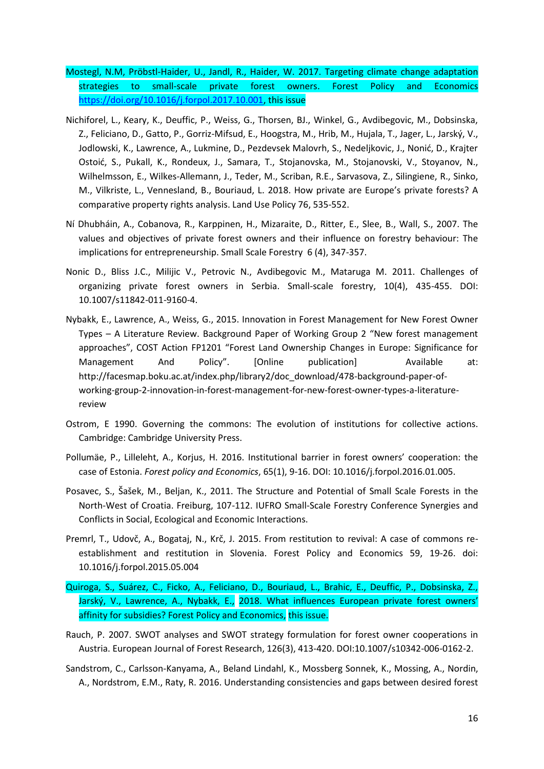Mostegl, N.M, Pröbstl-Haider, U., Jandl, R., Haider, W. 2017. Targeting climate change adaptation strategies to small-scale private forest owners. Forest Policy and Economics https://doi.org/10.1016/j.forpol.2017.10.001, this issue

Nichiforel, L., Keary, K., Deuffic, P., Weiss, G., Thorsen, BJ., Winkel, G., Avdibegovic, M., Dobsinska, Z., Feliciano, D., Gatto, P., Gorriz-Mifsud, E., Hoogstra, M., Hrib, M., Hujala, T., Jager, L., Jarský, V., Jodlowski, K., Lawrence, A., Lukmine, D., Pezdevsek Malovrh, S., Nedeljkovic, J., Nonić, D., Krajter Ostoić, S., Pukall, K., Rondeux, J., Samara, T., Stojanovska, M., Stojanovski, V., Stoyanov, N., Wilhelmsson, E., Wilkes-Allemann, J., Teder, M., Scriban, R.E., Sarvasova, Z., Silingiene, R., Sinko, M., Vilkriste, L., Vennesland, B., Bouriaud, L. 2018. How private are Europe's private forests? A comparative property rights analysis. Land Use Policy 76, 535-552.

Ní Dhubháin, A., Cobanova, R., Karppinen, H., Mizaraite, D., Ritter, E., Slee, B., Wall, S., 2007. The values and objectives of private forest owners and their influence on forestry behaviour: The implications for entrepreneurship. Small Scale Forestry 6 (4), 347-357.

Nonic D., Bliss J.C., Milijic V., Petrovic N., Avdibegovic M., Mataruga M. 2011. Challenges of organizing private forest owners in Serbia. Small-scale forestry, 10(4), 435-455. DOI: 10.1007/s11842-011-9160-4.

Nybakk, E., Lawrence, A., Weiss, G., 2015. Innovation in Forest Management for New Forest Owner Types – A Literature Review. Background Paper of Working Group 2 "New forest management approaches", COST Action FP1201 "Forest Land Ownership Changes in Europe: Significance for Management And Policy". [Online publication] Available at: http://facesmap.boku.ac.at/index.php/library2/doc_download/478-background-paper-of-working-group-2-innovation-in-forest-management-for-new-forest-owner-types-a-literature-review

Ostrom, E 1990. Governing the commons: The evolution of institutions for collective actions. Cambridge: Cambridge University Press.

Pollumäe, P., Lilleleht, A., Korjus, H. 2016. Institutional barrier in forest owners' cooperation: the case of Estonia. *Forest policy and Economics*, 65(1), 9-16. DOI: 10.1016/j.forpol.2016.01.005.

Posavec, S., Šašek, M., Beljan, K., 2011. The Structure and Potential of Small Scale Forests in the North-West of Croatia. Freiburg, 107-112. IUFRO Small-Scale Forestry Conference Synergies and Conflicts in Social, Ecological and Economic Interactions.

Premrl, T., Udovč, A., Bogataj, N., Krč, J. 2015. From restitution to revival: A case of commons re-establishment and restitution in Slovenia. Forest Policy and Economics 59, 19-26. doi: 10.1016/j.forpol.2015.05.004

Quiroga, S., Suárez, C., Ficko, A., Feliciano, D., Bouriaud, L., Brahic, E., Deuffic, P., Dobsinska, Z., Jarský, V., Lawrence, A., Nybakk, E., 2018. What influences European private forest owners' affinity for subsidies? Forest Policy and Economics, this issue.

Rauch, P. 2007. SWOT analyses and SWOT strategy formulation for forest owner cooperations in Austria. European Journal of Forest Research, 126(3), 413-420. DOI:10.1007/s10342-006-0162-2.

Sandstrom, C., Carlsson-Kanyama, A., Beland Lindahl, K., Mossberg Sonnek, K., Mossing, A., Nordin, A., Nordstrom, E.M., Raty, R. 2016. Understanding consistencies and gaps between desired forest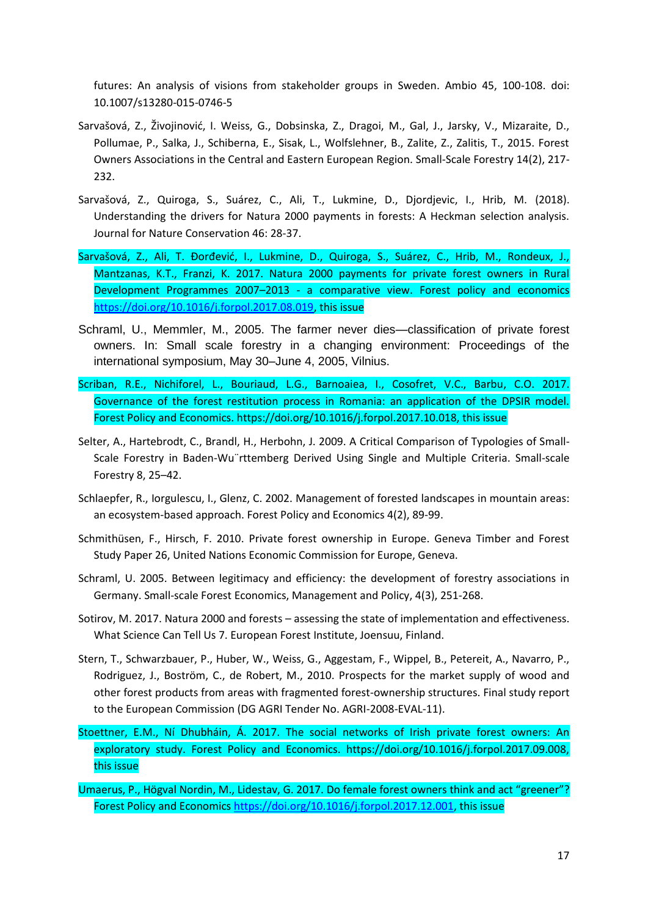futures: An analysis of visions from stakeholder groups in Sweden. Ambio 45, 100-108. doi: 10.1007/s13280-015-0746-5

Sarvašová, Z., Živojinović, I. Weiss, G., Dobsinska, Z., Dragoi, M., Gal, J., Jarsky, V., Mizaraite, D., Pollumae, P., Salka, J., Schiberna, E., Sisak, L., Wolfslehner, B., Zalite, Z., Zalitis, T., 2015. Forest Owners Associations in the Central and Eastern European Region. Small-Scale Forestry 14(2), 217-232.

Sarvašová, Z., Quiroga, S., Suárez, C., Ali, T., Lukmine, D., Djordjevic, I., Hrib, M. (2018). Understanding the drivers for Natura 2000 payments in forests: A Heckman selection analysis. Journal for Nature Conservation 46: 28-37.

Sarvašová, Z., Ali, T. Đorđević, I., Lukmine, D., Quiroga, S., Suárez, C., Hrib, M., Rondeux, J., Mantzanas, K.T., Franzi, K. 2017. Natura 2000 payments for private forest owners in Rural Development Programmes 2007–2013 - a comparative view. Forest policy and economics https://doi.org/10.1016/j.forpol.2017.08.019, this issue

Schraml, U., Memmler, M., 2005. The farmer never dies—classification of private forest owners. In: Small scale forestry in a changing environment: Proceedings of the international symposium, May 30–June 4, 2005, Vilnius.

Scriban, R.E., Nichiforel, L., Bouriaud, L.G., Barnoaiea, I., Cosofret, V.C., Barbu, C.O. 2017. Governance of the forest restitution process in Romania: an application of the DPSIR model. Forest Policy and Economics. https://doi.org/10.1016/j.forpol.2017.10.018, this issue

Selter, A., Hartebrodt, C., Brandl, H., Herbohn, J. 2009. A Critical Comparison of Typologies of Small-Scale Forestry in Baden-Wu¨rttemberg Derived Using Single and Multiple Criteria. Small-scale Forestry 8, 25–42.

Schlaepfer, R., Iorgulescu, I., Glenz, C. 2002. Management of forested landscapes in mountain areas: an ecosystem-based approach. Forest Policy and Economics 4(2), 89-99.

Schmithüsen, F., Hirsch, F. 2010. Private forest ownership in Europe. Geneva Timber and Forest Study Paper 26, United Nations Economic Commission for Europe, Geneva.

Schraml, U. 2005. Between legitimacy and efficiency: the development of forestry associations in Germany. Small-scale Forest Economics, Management and Policy, 4(3), 251-268.

Sotirov, M. 2017. Natura 2000 and forests – assessing the state of implementation and effectiveness. What Science Can Tell Us 7. European Forest Institute, Joensuu, Finland.

Stern, T., Schwarzbauer, P., Huber, W., Weiss, G., Aggestam, F., Wippel, B., Petereit, A., Navarro, P., Rodriguez, J., Boström, C., de Robert, M., 2010. Prospects for the market supply of wood and other forest products from areas with fragmented forest-ownership structures. Final study report to the European Commission (DG AGRI Tender No. AGRI-2008-EVAL-11).

Stoettner, E.M., Ní Dhubháin, Á. 2017. The social networks of Irish private forest owners: An exploratory study. Forest Policy and Economics. https://doi.org/10.1016/j.forpol.2017.09.008, this issue

Umaerus, P., Högval Nordin, M., Lidestav, G. 2017. Do female forest owners think and act "greener"? Forest Policy and Economics https://doi.org/10.1016/j.forpol.2017.12.001, this issue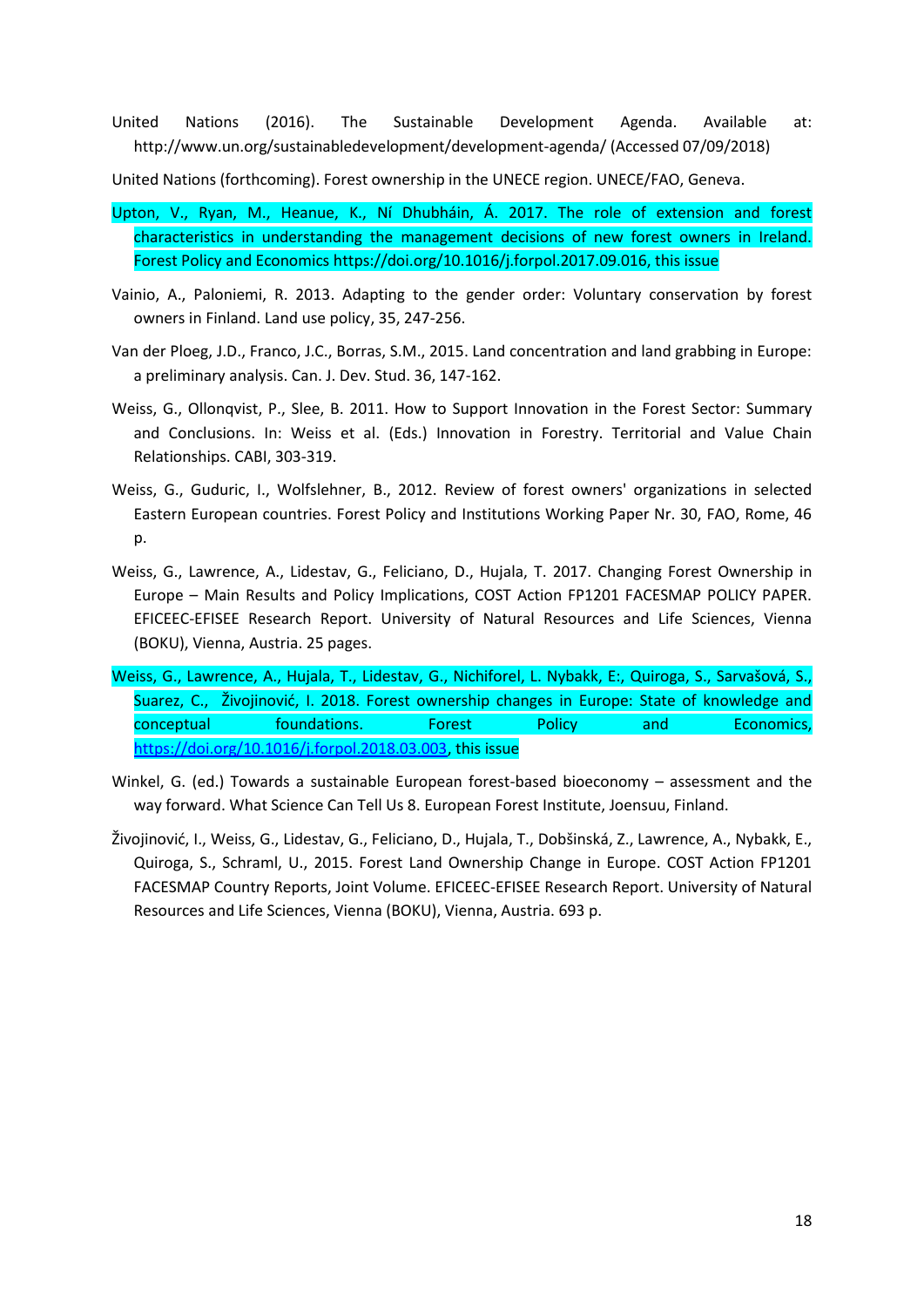United Nations (2016). The Sustainable Development Agenda. Available at: http://www.un.org/sustainabledevelopment/development-agenda/ (Accessed 07/09/2018)

United Nations (forthcoming). Forest ownership in the UNECE region. UNECE/FAO, Geneva.

Upton, V., Ryan, M., Heanue, K., Ní Dhubháin, Á. 2017. The role of extension and forest characteristics in understanding the management decisions of new forest owners in Ireland. Forest Policy and Economics https://doi.org/10.1016/j.forpol.2017.09.016, this issue

Vainio, A., Paloniemi, R. 2013. Adapting to the gender order: Voluntary conservation by forest owners in Finland. Land use policy, 35, 247-256.

Van der Ploeg, J.D., Franco, J.C., Borras, S.M., 2015. Land concentration and land grabbing in Europe: a preliminary analysis. Can. J. Dev. Stud. 36, 147-162.

Weiss, G., Ollonqvist, P., Slee, B. 2011. How to Support Innovation in the Forest Sector: Summary and Conclusions. In: Weiss et al. (Eds.) Innovation in Forestry. Territorial and Value Chain Relationships. CABI, 303-319.

Weiss, G., Guduric, I., Wolfslehner, B., 2012. Review of forest owners' organizations in selected Eastern European countries. Forest Policy and Institutions Working Paper Nr. 30, FAO, Rome, 46 p.

Weiss, G., Lawrence, A., Lidestav, G., Feliciano, D., Hujala, T. 2017. Changing Forest Ownership in Europe – Main Results and Policy Implications, COST Action FP1201 FACESMAP POLICY PAPER. EFICEEC-EFISEE Research Report. University of Natural Resources and Life Sciences, Vienna (BOKU), Vienna, Austria. 25 pages.

Weiss, G., Lawrence, A., Hujala, T., Lidestav, G., Nichiforel, L. Nybakk, E:, Quiroga, S., Sarvašová, S., Suarez, C., Živojinović, I. 2018. Forest ownership changes in Europe: State of knowledge and conceptual foundations. Forest Policy and Economics, https://doi.org/10.1016/j.forpol.2018.03.003, this issue

Winkel, G. (ed.) Towards a sustainable European forest-based bioeconomy – assessment and the way forward. What Science Can Tell Us 8. European Forest Institute, Joensuu, Finland.

Živojinović, I., Weiss, G., Lidestav, G., Feliciano, D., Hujala, T., Dobšinská, Z., Lawrence, A., Nybakk, E., Quiroga, S., Schraml, U., 2015. Forest Land Ownership Change in Europe. COST Action FP1201 FACESMAP Country Reports, Joint Volume. EFICEEC-EFISEE Research Report. University of Natural Resources and Life Sciences, Vienna (BOKU), Vienna, Austria. 693 p.